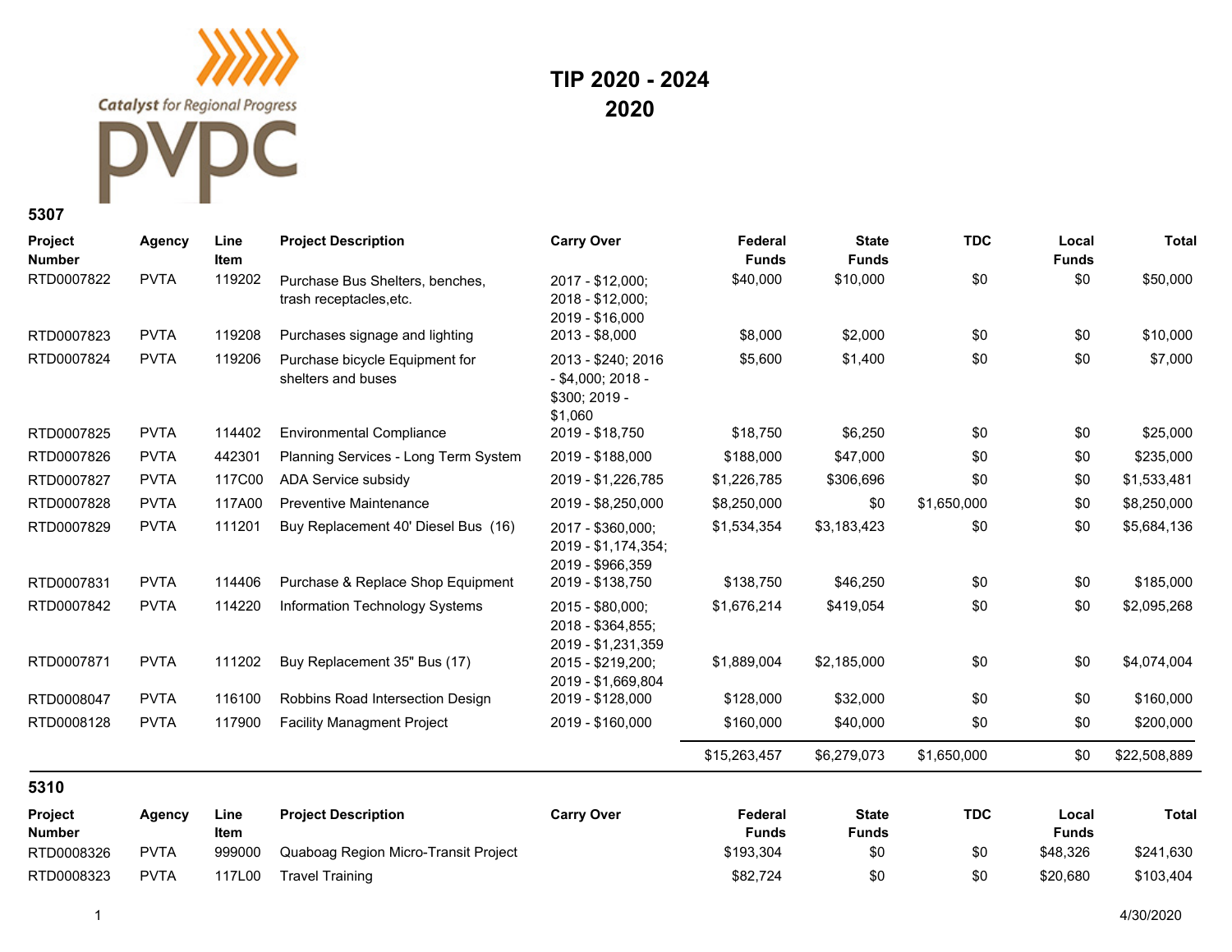Catalyst for Regional Progress

PVPC

# TIP 2020 - 2024
# 2020

## 5307

| Project Number | Agency | Line Item | Project Description | Carry Over | Federal Funds | State Funds | TDC | Local Funds | Total |
|---|---|---|---|---|---|---|---|---|---|
| RTD0007822 | PVTA | 119202 | Purchase Bus Shelters, benches, trash receptacles,etc. | 2017 - $12,000; 2018 - $12,000; 2019 - $16,000 | $40,000 | $10,000 | $0 | $0 | $50,000 |
| RTD0007823 | PVTA | 119208 | Purchases signage and lighting | 2013 - $8,000 | $8,000 | $2,000 | $0 | $0 | $10,000 |
| RTD0007824 | PVTA | 119206 | Purchase bicycle Equipment for shelters and buses | 2013 - $240; 2016 - $4,000; 2018 - $300; 2019 - $1,060 | $5,600 | $1,400 | $0 | $0 | $7,000 |
| RTD0007825 | PVTA | 114402 | Environmental Compliance | 2019 - $18,750 | $18,750 | $6,250 | $0 | $0 | $25,000 |
| RTD0007826 | PVTA | 442301 | Planning Services - Long Term System | 2019 - $188,000 | $188,000 | $47,000 | $0 | $0 | $235,000 |
| RTD0007827 | PVTA | 117C00 | ADA Service subsidy | 2019 - $1,226,785 | $1,226,785 | $306,696 | $0 | $0 | $1,533,481 |
| RTD0007828 | PVTA | 117A00 | Preventive Maintenance | 2019 - $8,250,000 | $8,250,000 | $0 | $1,650,000 | $0 | $8,250,000 |
| RTD0007829 | PVTA | 111201 | Buy Replacement 40' Diesel Bus (16) | 2017 - $360,000; 2019 - $1,174,354; 2019 - $966,359 | $1,534,354 | $3,183,423 | $0 | $0 | $5,684,136 |
| RTD0007831 | PVTA | 114406 | Purchase & Replace Shop Equipment | 2019 - $138,750 | $138,750 | $46,250 | $0 | $0 | $185,000 |
| RTD0007842 | PVTA | 114220 | Information Technology Systems | 2015 - $80,000; 2018 - $364,855; 2019 - $1,231,359 | $1,676,214 | $419,054 | $0 | $0 | $2,095,268 |
| RTD0007871 | PVTA | 111202 | Buy Replacement 35" Bus (17) | 2015 - $219,200; 2019 - $1,669,804 | $1,889,004 | $2,185,000 | $0 | $0 | $4,074,004 |
| RTD0008047 | PVTA | 116100 | Robbins Road Intersection Design | 2019 - $128,000 | $128,000 | $32,000 | $0 | $0 | $160,000 |
| RTD0008128 | PVTA | 117900 | Facility Managment Project | 2019 - $160,000 | $160,000 | $40,000 | $0 | $0 | $200,000 |
| | | | | | $15,263,457 | $6,279,073 | $1,650,000 | $0 | $22,508,889 |

## 5310

| Project Number | Agency | Line Item | Project Description | Carry Over | Federal Funds | State Funds | TDC | Local Funds | Total |
|---|---|---|---|---|---|---|---|---|---|
| RTD0008326 | PVTA | 999000 | Quaboag Region Micro-Transit Project | | $193,304 | $0 | $0 | $48,326 | $241,630 |
| RTD0008323 | PVTA | 117L00 | Travel Training | | $82,724 | $0 | $0 | $20,680 | $103,404 |

4/30/2020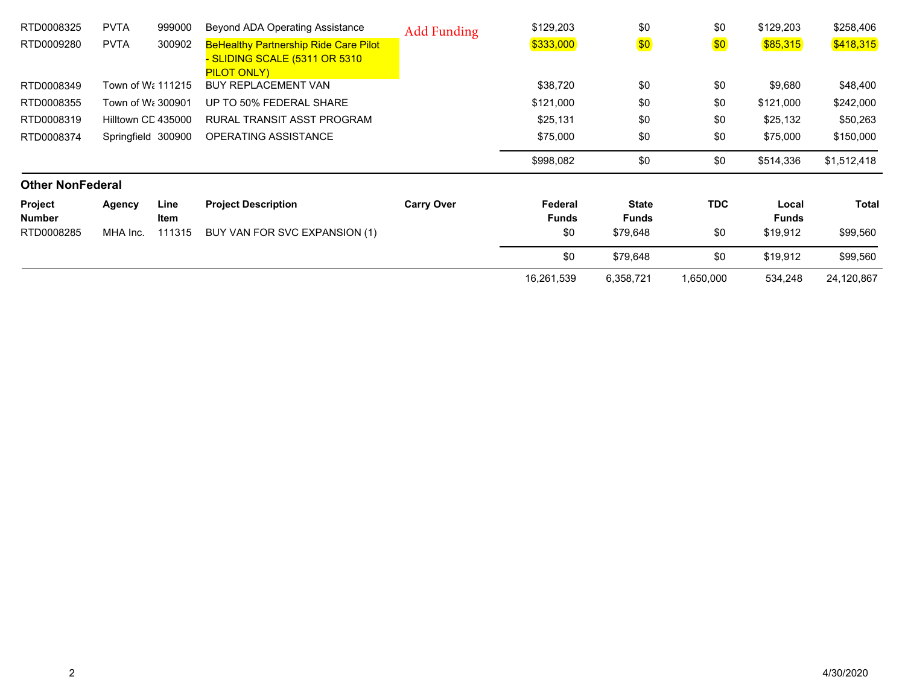| | | | | | | | | | |
|---|---|---|---|---|---|---|---|---|---|
| RTD0008325 | PVTA | 999000 | Beyond ADA Operating Assistance | Add Funding | $129,203 | $0 | $0 | $129,203 | $258,406 |
| RTD0009280 | PVTA | 300902 | BeHealthy Partnership Ride Care Pilot - SLIDING SCALE (5311 OR 5310 PILOT ONLY) | | $333,000 | $0 | $0 | $85,315 | $418,315 |
| RTD0008349 | Town of Wa | 111215 | BUY REPLACEMENT VAN | | $38,720 | $0 | $0 | $9,680 | $48,400 |
| RTD0008355 | Town of Wa | 300901 | UP TO 50% FEDERAL SHARE | | $121,000 | $0 | $0 | $121,000 | $242,000 |
| RTD0008319 | Hilltown CD | 435000 | RURAL TRANSIT ASST PROGRAM | | $25,131 | $0 | $0 | $25,132 | $50,263 |
| RTD0008374 | Springfield | 300900 | OPERATING ASSISTANCE | | $75,000 | $0 | $0 | $75,000 | $150,000 |
| | | | | | $998,082 | $0 | $0 | $514,336 | $1,512,418 |

## Other NonFederal

| Project Number | Agency | Line Item | Project Description | Carry Over | Federal Funds | State Funds | TDC | Local Funds | Total |
|---|---|---|---|---|---|---|---|---|---|
| RTD0008285 | MHA Inc. | 111315 | BUY VAN FOR SVC EXPANSION (1) | | $0 | $79,648 | $0 | $19,912 | $99,560 |
| | | | | | $0 | $79,648 | $0 | $19,912 | $99,560 |
| | | | | | 16,261,539 | 6,358,721 | 1,650,000 | 534,248 | 24,120,867 |

4/30/2020